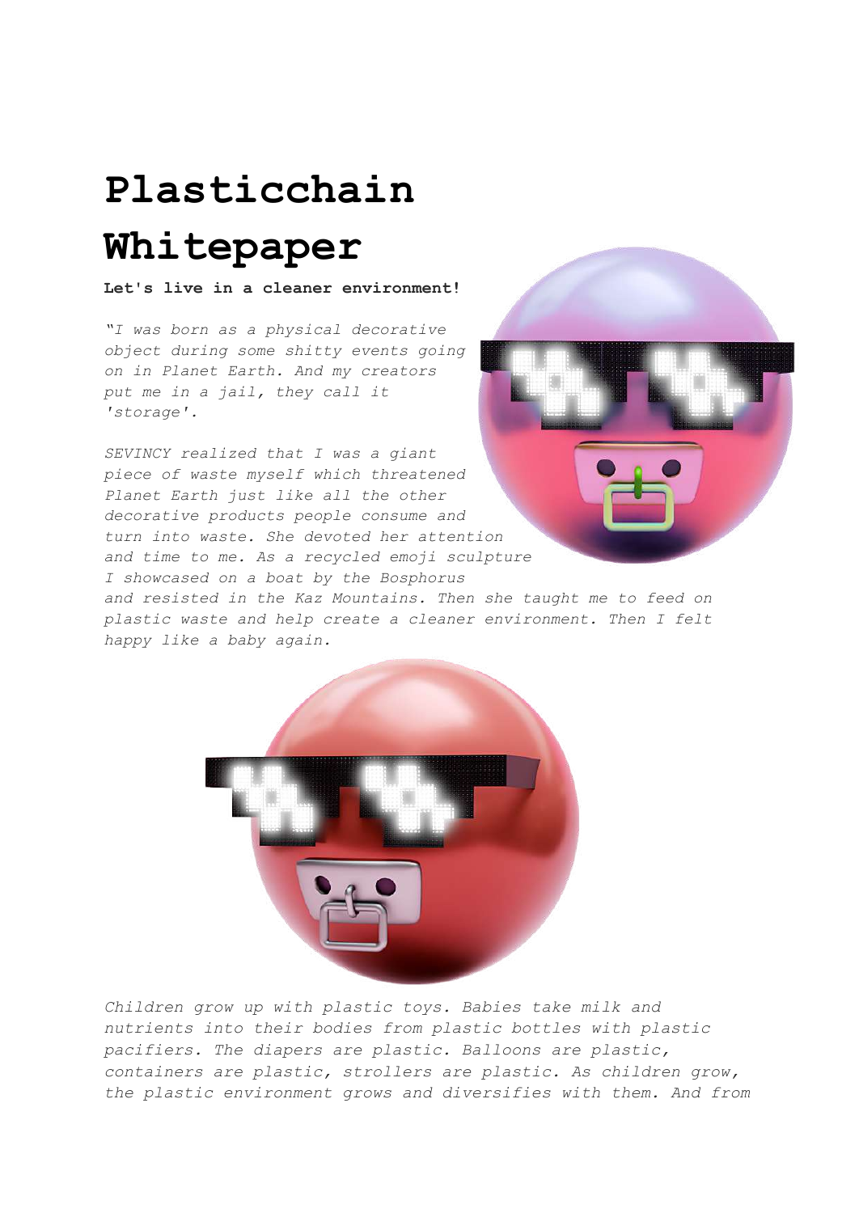# Plasticchain Whitepaper

**Let's live in a cleaner environment!**

*"I was born as a physical decorative object during some shitty events going on in Planet Earth. And my creators put me in a jail, they call it 'storage'.*

*SEVINCY realized that I was a giant piece of waste myself which threatened Planet Earth just like all the other decorative products people consume and turn into waste. She devoted her attention and time to me. As a recycled emoji sculpture I showcased on a boat by the Bosphorus and resisted in the Kaz Mountains. Then she taught me to feed on plastic waste and help create a cleaner environment. Then I felt happy like a baby again.*

*Children grow up with plastic toys. Babies take milk and nutrients into their bodies from plastic bottles with plastic pacifiers. The diapers are plastic. Balloons are plastic, containers are plastic, strollers are plastic. As children grow, the plastic environment grows and diversifies with them. And from*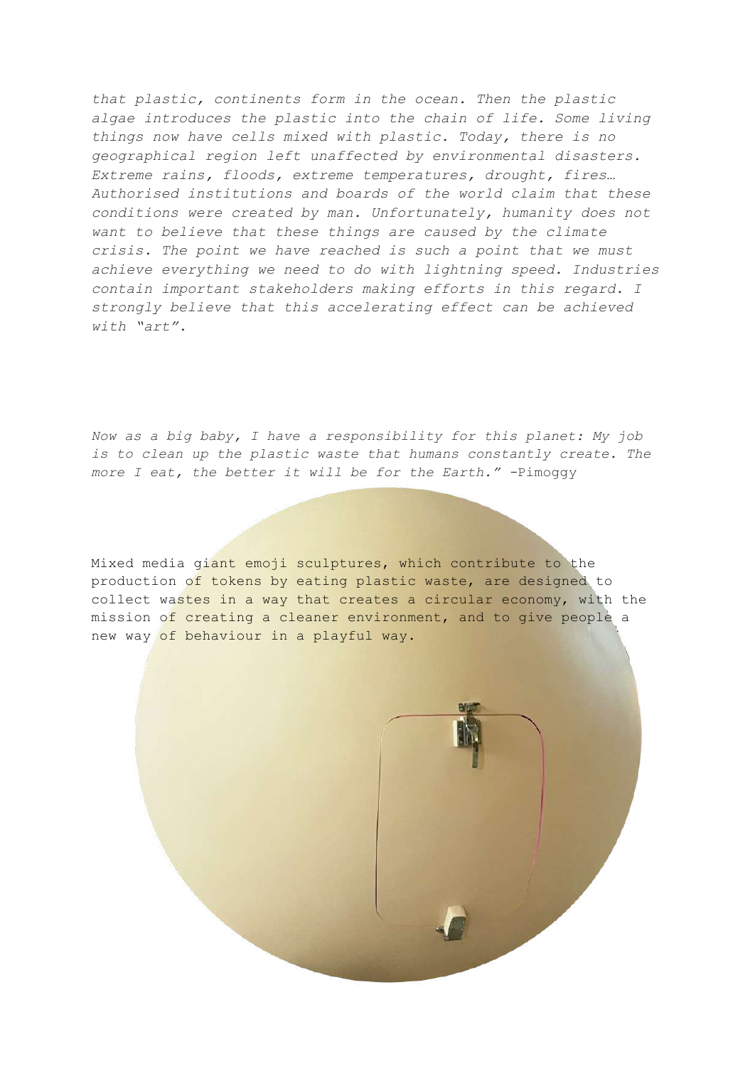*that plastic, continents form in the ocean. Then the plastic algae introduces the plastic into the chain of life. Some living things now have cells mixed with plastic. Today, there is no geographical region left unaffected by environmental disasters. Extreme rains, floods, extreme temperatures, drought, fires… Authorised institutions and boards of the world claim that these conditions were created by man. Unfortunately, humanity does not want to believe that these things are caused by the climate crisis. The point we have reached is such a point that we must achieve everything we need to do with lightning speed. Industries contain important stakeholders making efforts in this regard. I strongly believe that this accelerating effect can be achieved with "art".*

*Now as a big baby, I have a responsibility for this planet: My job is to clean up the plastic waste that humans constantly create. The more I eat, the better it will be for the Earth."* -Pimoggy

Mixed media giant emoji sculptures, which contribute to the production of tokens by eating plastic waste, are designed to collect wastes in a way that creates a circular economy, with the mission of creating a cleaner environment, and to give people a new way of behaviour in a playful way.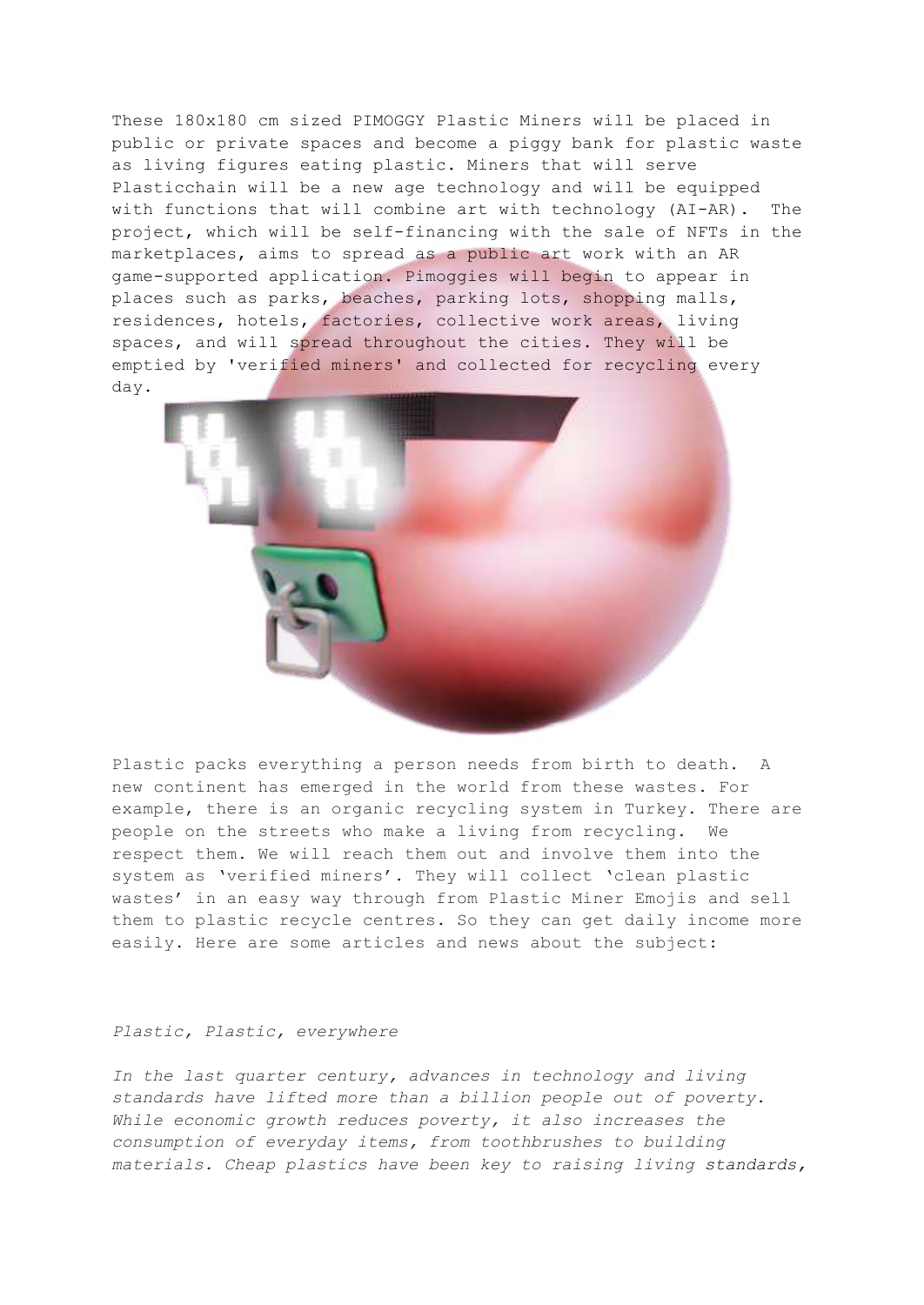These 180x180 cm sized PIMOGGY Plastic Miners will be placed in public or private spaces and become a piggy bank for plastic waste as living figures eating plastic. Miners that will serve Plasticchain will be a new age technology and will be equipped with functions that will combine art with technology (AI-AR). The project, which will be self-financing with the sale of NFTs in the marketplaces, aims to spread as a public art work with an AR game-supported application. Pimoggies will begin to appear in places such as parks, beaches, parking lots, shopping malls, residences, hotels, factories, collective work areas, living spaces, and will spread throughout the cities. They will be emptied by 'verified miners' and collected for recycling every day.

Plastic packs everything a person needs from birth to death. A new continent has emerged in the world from these wastes. For example, there is an organic recycling system in Turkey. There are people on the streets who make a living from recycling. We respect them. We will reach them out and involve them into the system as 'verified miners'. They will collect 'clean plastic wastes' in an easy way through from Plastic Miner Emojis and sell them to plastic recycle centres. So they can get daily income more easily. Here are some articles and news about the subject:

*Plastic, Plastic, everywhere*

*In the last quarter century, advances in technology and living standards have lifted more than a billion people out of poverty. While economic growth reduces poverty, it also increases the consumption of everyday items, from toothbrushes to building materials. Cheap plastics have been key to raising living standards,*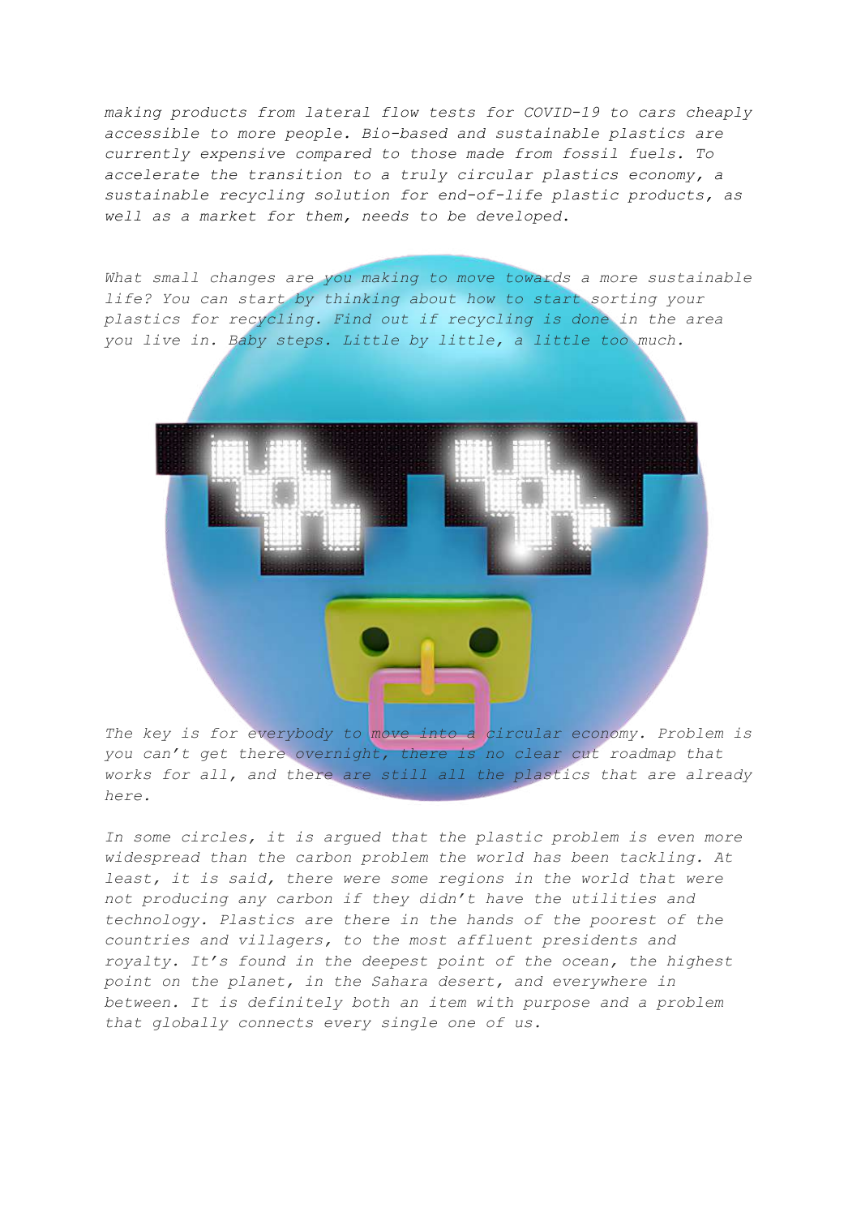*making products from lateral flow tests for COVID-19 to cars cheaply accessible to more people. Bio-based and sustainable plastics are currently expensive compared to those made from fossil fuels. To accelerate the transition to a truly circular plastics economy, a sustainable recycling solution for end-of-life plastic products, as well as a market for them, needs to be developed.*

*What small changes are you making to move towards a more sustainable life? You can start by thinking about how to start sorting your plastics for recycling. Find out if recycling is done in the area you live in. Baby steps. Little by little, a little too much.*

*The key is for everybody to move into a circular economy. Problem is you can't get there overnight, there is no clear cut roadmap that works for all, and there are still all the plastics that are already here.*

*In some circles, it is argued that the plastic problem is even more widespread than the carbon problem the world has been tackling. At least, it is said, there were some regions in the world that were not producing any carbon if they didn't have the utilities and technology. Plastics are there in the hands of the poorest of the countries and villagers, to the most affluent presidents and royalty. It's found in the deepest point of the ocean, the highest point on the planet, in the Sahara desert, and everywhere in between. It is definitely both an item with purpose and a problem that globally connects every single one of us.*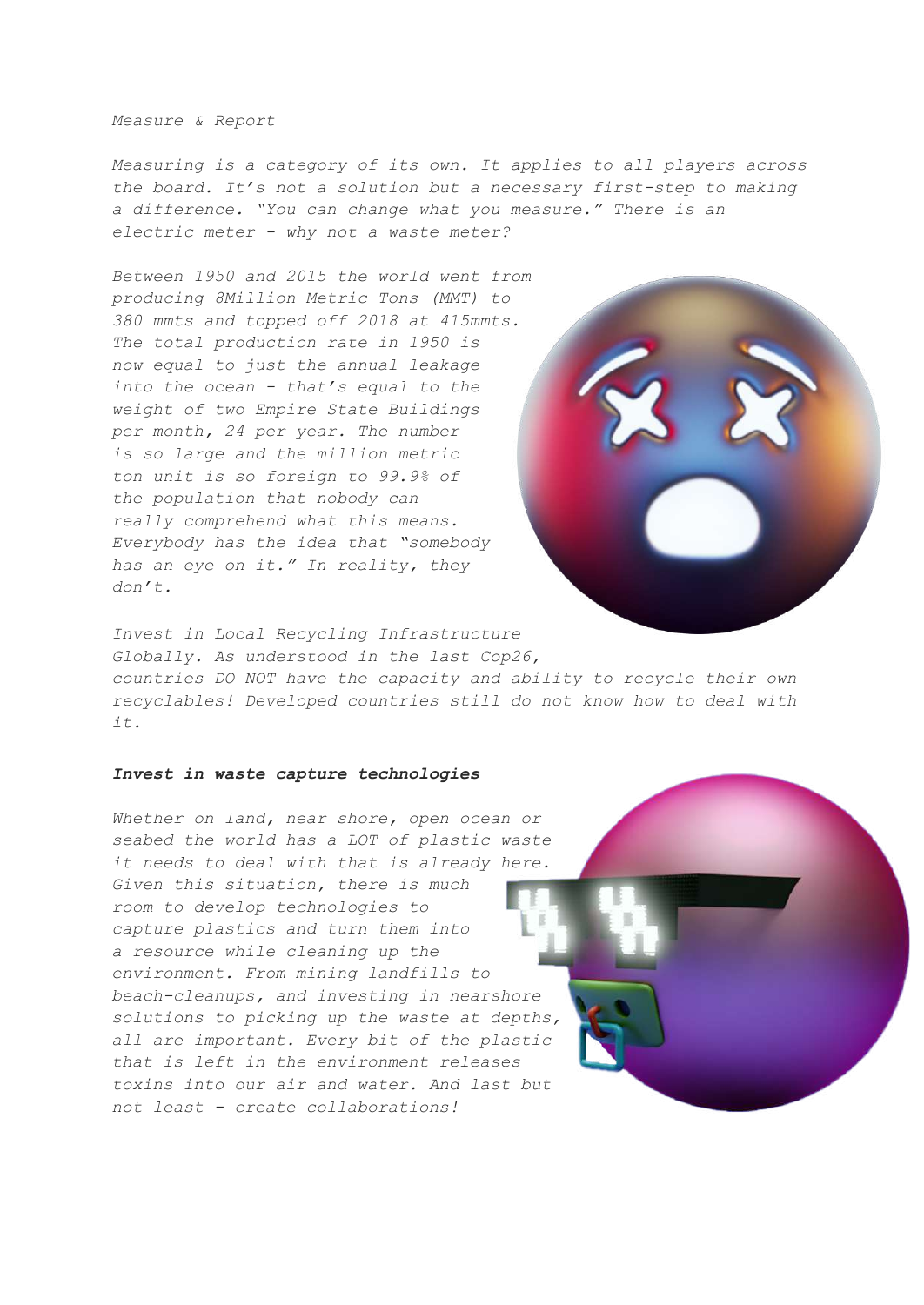*Measure & Report*

*Measuring is a category of its own. It applies to all players across the board. It's not a solution but a necessary first-step to making a difference. "You can change what you measure." There is an electric meter - why not a waste meter?*

*Between 1950 and 2015 the world went from producing 8Million Metric Tons (MMT) to 380 mmts and topped off 2018 at 415mmts. The total production rate in 1950 is now equal to just the annual leakage into the ocean - that's equal to the weight of two Empire State Buildings per month, 24 per year. The number is so large and the million metric ton unit is so foreign to 99.9% of the population that nobody can really comprehend what this means. Everybody has the idea that "somebody has an eye on it." In reality, they don't.*

*Invest in Local Recycling Infrastructure Globally. As understood in the last Cop26, countries DO NOT have the capacity and ability to recycle their own recyclables! Developed countries still do not know how to deal with it.*

***Invest in waste capture technologies***

*Whether on land, near shore, open ocean or seabed the world has a LOT of plastic waste it needs to deal with that is already here. Given this situation, there is much room to develop technologies to capture plastics and turn them into a resource while cleaning up the environment. From mining landfills to beach-cleanups, and investing in nearshore solutions to picking up the waste at depths, all are important. Every bit of the plastic that is left in the environment releases toxins into our air and water. And last but not least - create collaborations!*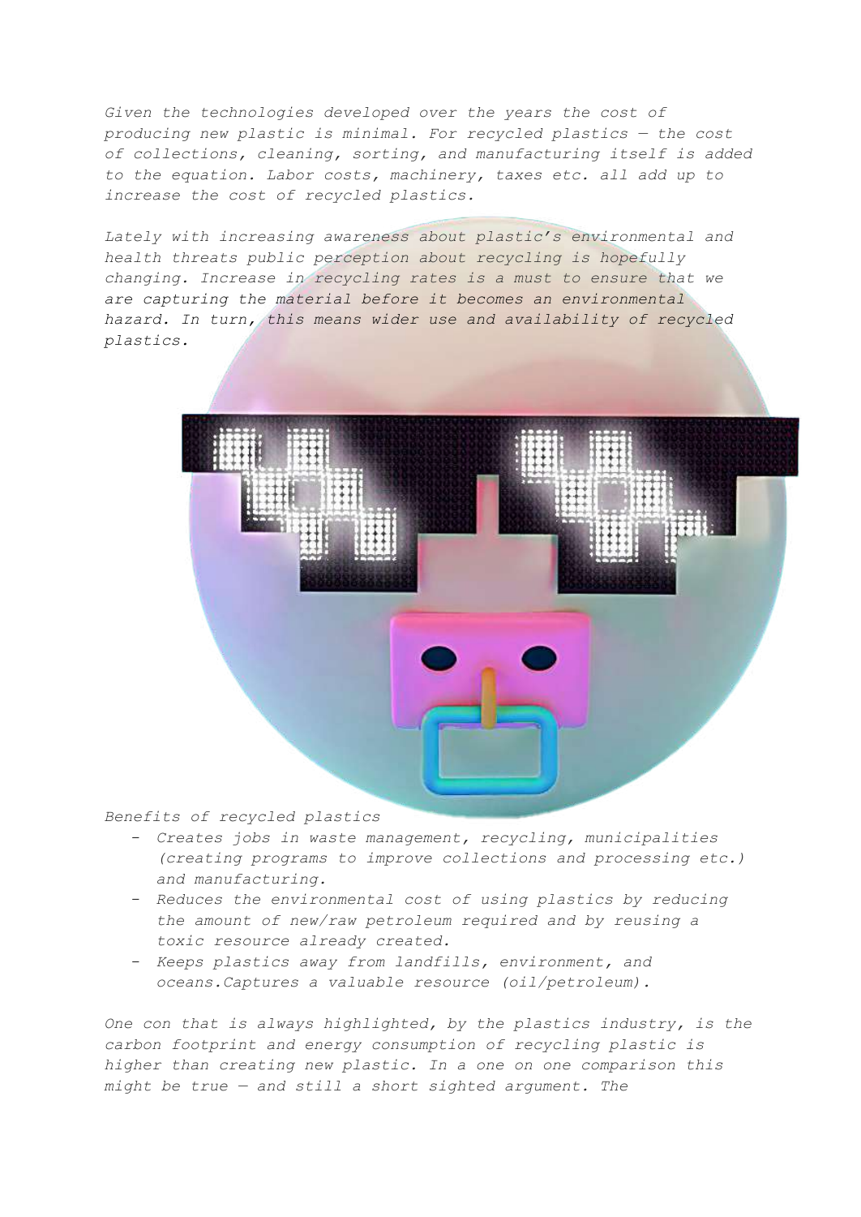*Given the technologies developed over the years the cost of producing new plastic is minimal. For recycled plastics — the cost of collections, cleaning, sorting, and manufacturing itself is added to the equation. Labor costs, machinery, taxes etc. all add up to increase the cost of recycled plastics.*

*Lately with increasing awareness about plastic's environmental and health threats public perception about recycling is hopefully changing. Increase in recycling rates is a must to ensure that we are capturing the material before it becomes an environmental hazard. In turn, this means wider use and availability of recycled plastics.*

*Benefits of recycled plastics*

- *Creates jobs in waste management, recycling, municipalities (creating programs to improve collections and processing etc.) and manufacturing.*
- *Reduces the environmental cost of using plastics by reducing the amount of new/raw petroleum required and by reusing a toxic resource already created.*
- *Keeps plastics away from landfills, environment, and oceans.Captures a valuable resource (oil/petroleum).*

*One con that is always highlighted, by the plastics industry, is the carbon footprint and energy consumption of recycling plastic is higher than creating new plastic. In a one on one comparison this might be true — and still a short sighted argument. The*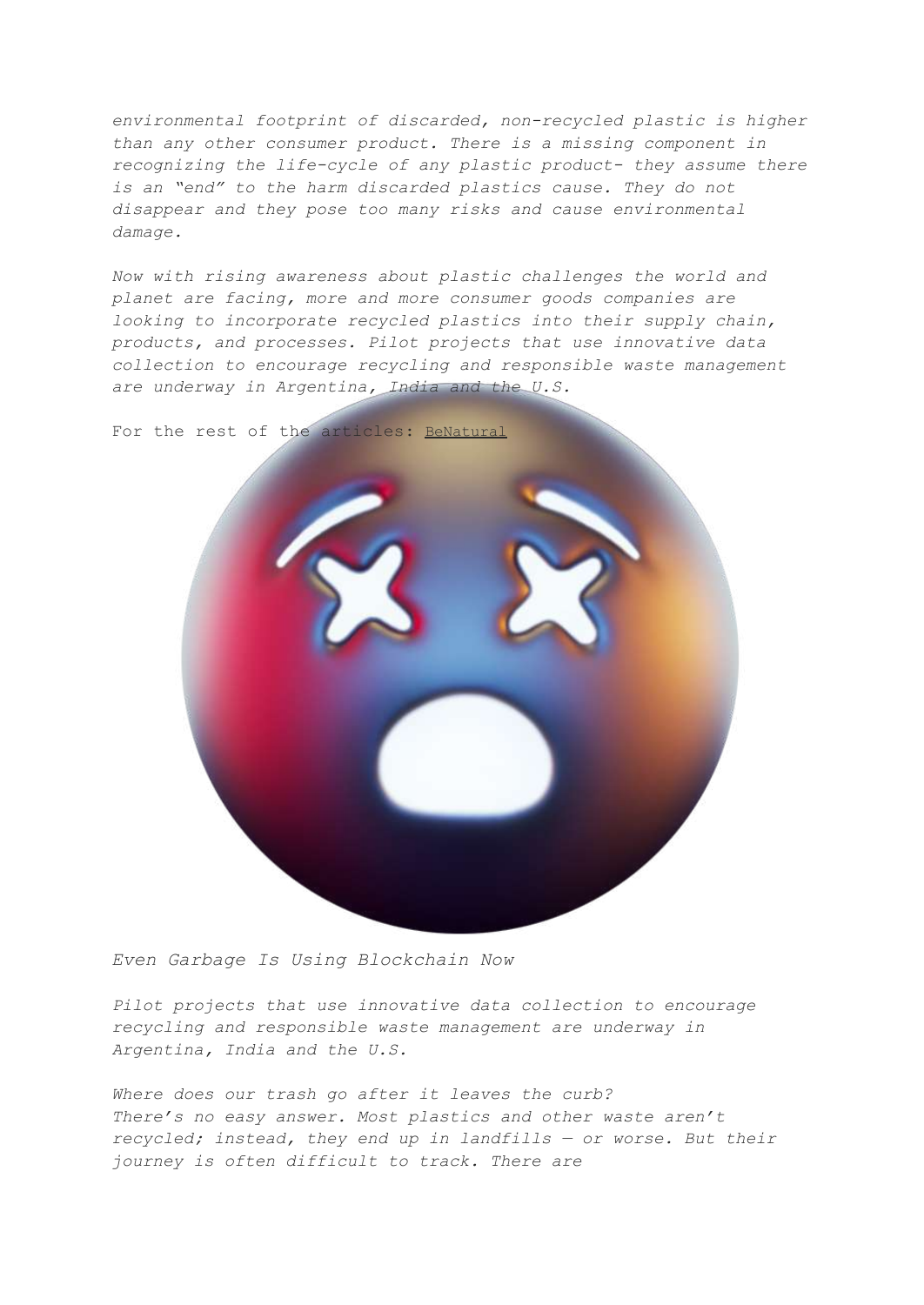*environmental footprint of discarded, non-recycled plastic is higher than any other consumer product. There is a missing component in recognizing the life-cycle of any plastic product- they assume there is an "end" to the harm discarded plastics cause. They do not disappear and they pose too many risks and cause environmental damage.*

*Now with rising awareness about plastic challenges the world and planet are facing, more and more consumer goods companies are looking to incorporate recycled plastics into their supply chain, products, and processes. Pilot projects that use innovative data collection to encourage recycling and responsible waste management are underway in Argentina, India and the U.S.*

For the rest of the articles: BeNatural

*Even Garbage Is Using Blockchain Now*

*Pilot projects that use innovative data collection to encourage recycling and responsible waste management are underway in Argentina, India and the U.S.*

*Where does our trash go after it leaves the curb? There's no easy answer. Most plastics and other waste aren't recycled; instead, they end up in landfills — or worse. But their journey is often difficult to track. There are*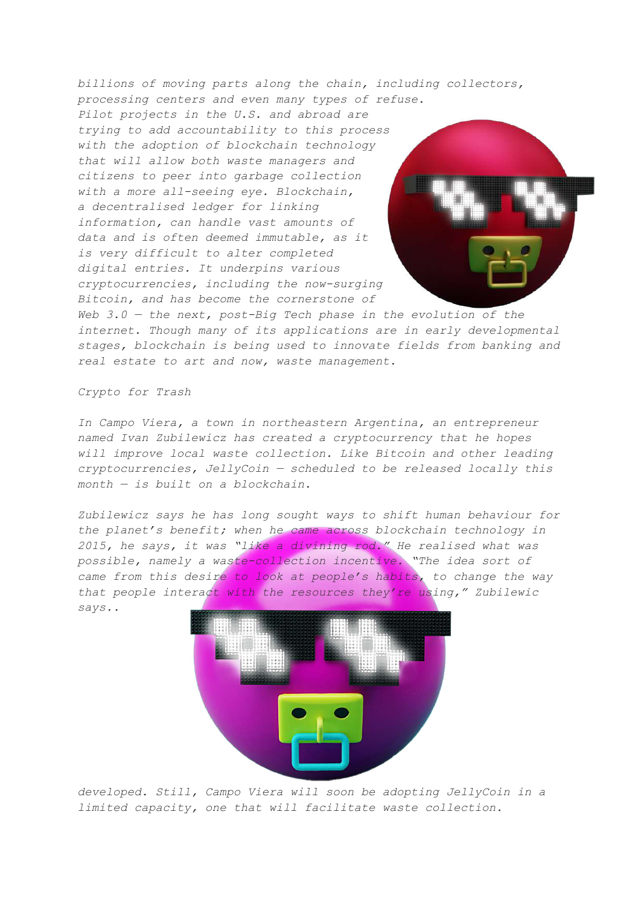*billions of moving parts along the chain, including collectors, processing centers and even many types of refuse. Pilot projects in the U.S. and abroad are trying to add accountability to this process with the adoption of blockchain technology that will allow both waste managers and citizens to peer into garbage collection with a more all-seeing eye. Blockchain, a decentralised ledger for linking information, can handle vast amounts of data and is often deemed immutable, as it is very difficult to alter completed digital entries. It underpins various cryptocurrencies, including the now-surging Bitcoin, and has become the cornerstone of Web 3.0 — the next, post-Big Tech phase in the evolution of the internet. Though many of its applications are in early developmental stages, blockchain is being used to innovate fields from banking and real estate to art and now, waste management.*

*Crypto for Trash*

*In Campo Viera, a town in northeastern Argentina, an entrepreneur named Ivan Zubilewicz has created a cryptocurrency that he hopes will improve local waste collection. Like Bitcoin and other leading cryptocurrencies, JellyCoin — scheduled to be released locally this month — is built on a blockchain.*

*Zubilewicz says he has long sought ways to shift human behaviour for the planet's benefit; when he came across blockchain technology in 2015, he says, it was "like a divining rod." He realised what was possible, namely a waste-collection incentive. "The idea sort of came from this desire to look at people's habits, to change the way that people interact with the resources they're using," Zubilewic says..*

*developed. Still, Campo Viera will soon be adopting JellyCoin in a limited capacity, one that will facilitate waste collection.*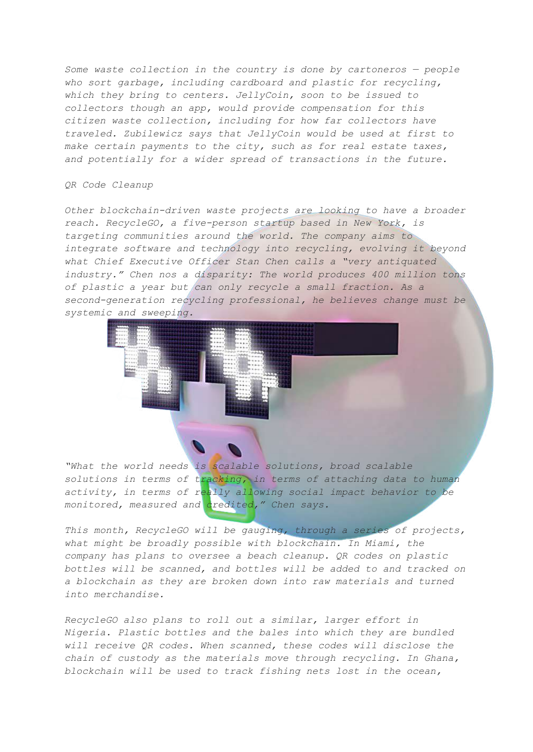*Some waste collection in the country is done by cartoneros — people who sort garbage, including cardboard and plastic for recycling, which they bring to centers. JellyCoin, soon to be issued to collectors though an app, would provide compensation for this citizen waste collection, including for how far collectors have traveled. Zubilewicz says that JellyCoin would be used at first to make certain payments to the city, such as for real estate taxes, and potentially for a wider spread of transactions in the future.*

*QR Code Cleanup*

*Other blockchain-driven waste projects are looking to have a broader reach. RecycleGO, a five-person startup based in New York, is targeting communities around the world. The company aims to integrate software and technology into recycling, evolving it beyond what Chief Executive Officer Stan Chen calls a "very antiquated industry." Chen nos a disparity: The world produces 400 million tons of plastic a year but can only recycle a small fraction. As a second-generation recycling professional, he believes change must be systemic and sweeping.*

*"What the world needs is scalable solutions, broad scalable solutions in terms of tracking, in terms of attaching data to human activity, in terms of really allowing social impact behavior to be monitored, measured and credited," Chen says.*

*This month, RecycleGO will be gauging, through a series of projects, what might be broadly possible with blockchain. In Miami, the company has plans to oversee a beach cleanup. QR codes on plastic bottles will be scanned, and bottles will be added to and tracked on a blockchain as they are broken down into raw materials and turned into merchandise.*

*RecycleGO also plans to roll out a similar, larger effort in Nigeria. Plastic bottles and the bales into which they are bundled will receive QR codes. When scanned, these codes will disclose the chain of custody as the materials move through recycling. In Ghana, blockchain will be used to track fishing nets lost in the ocean,*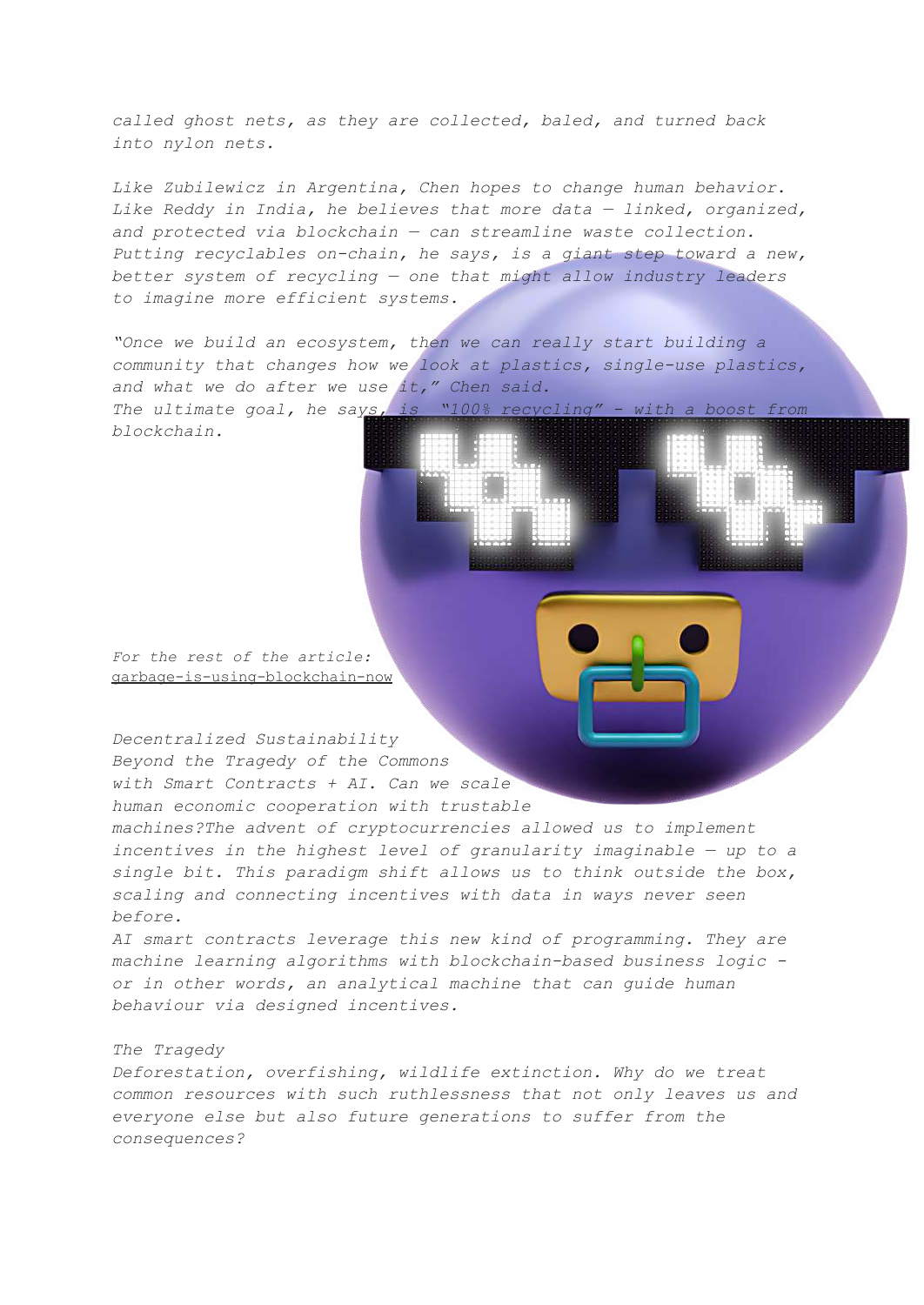called ghost nets, as they are collected, baled, and turned back into nylon nets.

Like Zubilewicz in Argentina, Chen hopes to change human behavior. Like Reddy in India, he believes that more data — linked, organized, and protected via blockchain — can streamline waste collection. Putting recyclables on-chain, he says, is a giant step toward a new, better system of recycling — one that might allow industry leaders to imagine more efficient systems.

"Once we build an ecosystem, then we can really start building a community that changes how we look at plastics, single-use plastics, and what we do after we use it," Chen said.
The ultimate goal, he says, is "100% recycling" - with a boost from blockchain.

For the rest of the article:
garbage-is-using-blockchain-now

Decentralized Sustainability
Beyond the Tragedy of the Commons with Smart Contracts + AI. Can we scale human economic cooperation with trustable machines?The advent of cryptocurrencies allowed us to implement incentives in the highest level of granularity imaginable — up to a single bit. This paradigm shift allows us to think outside the box, scaling and connecting incentives with data in ways never seen before.
AI smart contracts leverage this new kind of programming. They are machine learning algorithms with blockchain-based business logic - or in other words, an analytical machine that can guide human behaviour via designed incentives.

The Tragedy
Deforestation, overfishing, wildlife extinction. Why do we treat common resources with such ruthlessness that not only leaves us and everyone else but also future generations to suffer from the consequences?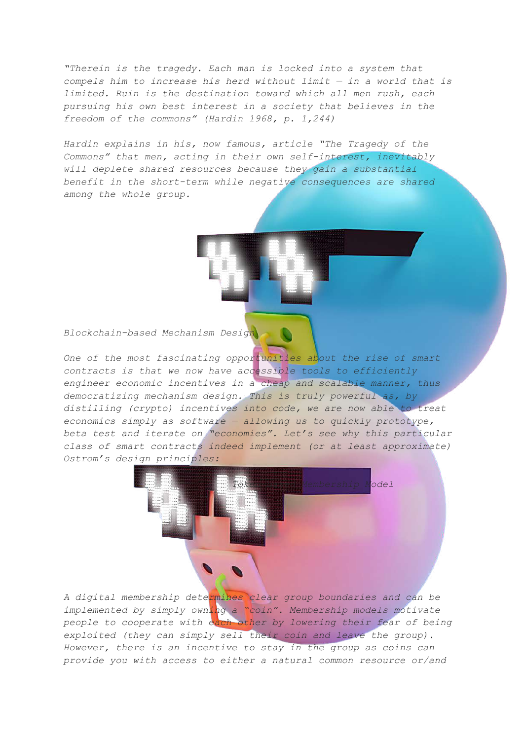*"Therein is the tragedy. Each man is locked into a system that compels him to increase his herd without limit — in a world that is limited. Ruin is the destination toward which all men rush, each pursuing his own best interest in a society that believes in the freedom of the commons" (Hardin 1968, p. 1,244)*

*Hardin explains in his, now famous, article "The Tragedy of the Commons" that men, acting in their own self-interest, inevitably will deplete shared resources because they gain a substantial benefit in the short-term while negative consequences are shared among the whole group.*

## *Blockchain-based Mechanism Design*

*One of the most fascinating opportunities about the rise of smart contracts is that we now have accessible tools to efficiently engineer economic incentives in a cheap and scalable manner, thus democratizing mechanism design. This is truly powerful as, by distilling (crypto) incentives into code, we are now able to treat economics simply as software — allowing us to quickly prototype, beta test and iterate on "economies". Let's see why this particular class of smart contracts indeed implement (or at least approximate) Ostrom's design principles:*

### *Token-based Membership Model*

*A digital membership determines clear group boundaries and can be implemented by simply owning a "coin". Membership models motivate people to cooperate with each other by lowering their fear of being exploited (they can simply sell their coin and leave the group). However, there is an incentive to stay in the group as coins can provide you with access to either a natural common resource or/and*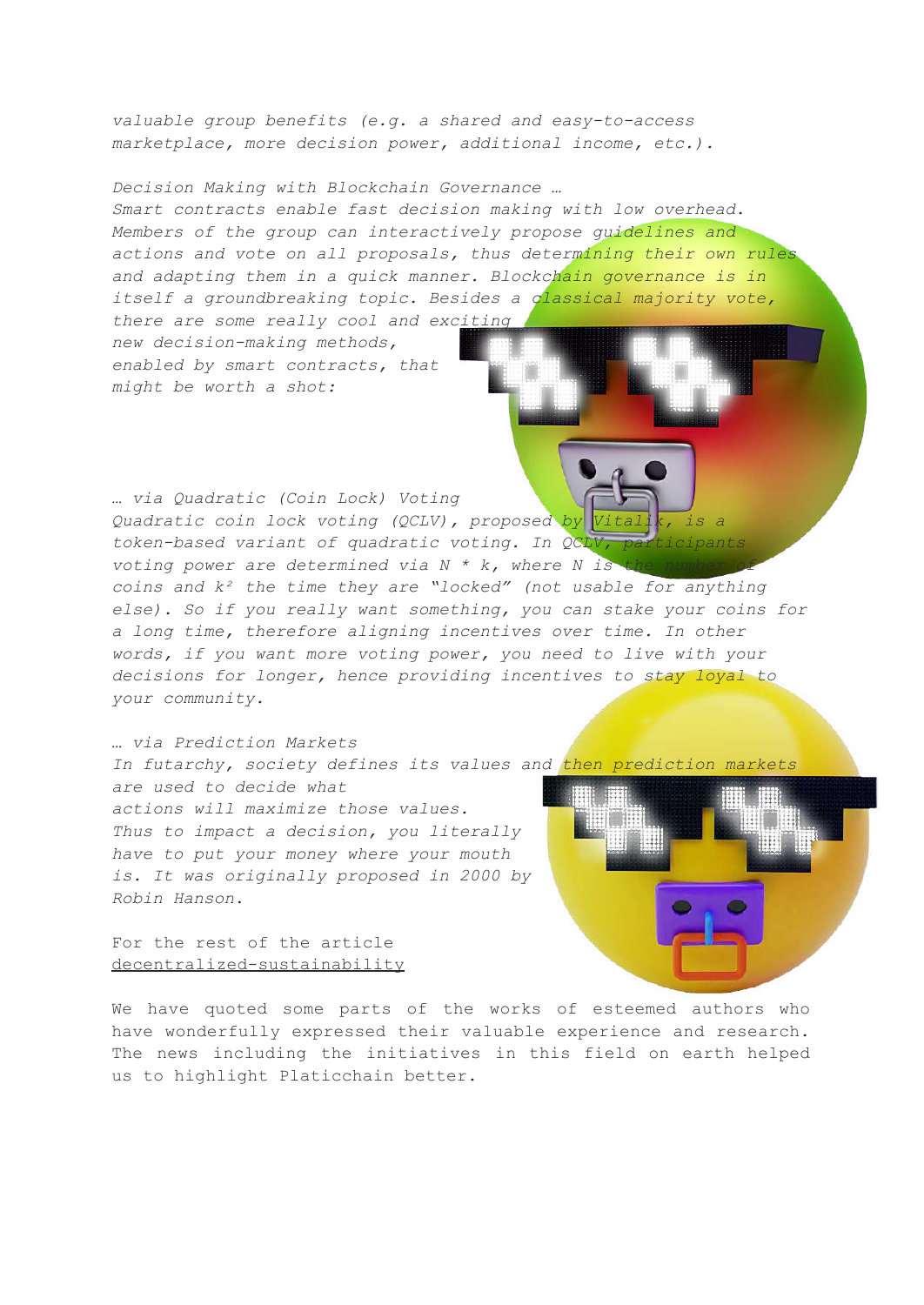*valuable group benefits (e.g. a shared and easy-to-access marketplace, more decision power, additional income, etc.).*

*Decision Making with Blockchain Governance …*
*Smart contracts enable fast decision making with low overhead. Members of the group can interactively propose guidelines and actions and vote on all proposals, thus determining their own rules and adapting them in a quick manner. Blockchain governance is in itself a groundbreaking topic. Besides a classical majority vote, there are some really cool and exciting new decision-making methods, enabled by smart contracts, that might be worth a shot:*

*… via Quadratic (Coin Lock) Voting*
*Quadratic coin lock voting (QCLV), proposed by Vitalik, is a token-based variant of quadratic voting. In QCLV, participants voting power are determined via $N * k$, where $N$ is the number of coins and $k^2$ the time they are "locked" (not usable for anything else). So if you really want something, you can stake your coins for a long time, therefore aligning incentives over time. In other words, if you want more voting power, you need to live with your decisions for longer, hence providing incentives to stay loyal to your community.*

*… via Prediction Markets*
*In futarchy, society defines its values and then prediction markets are used to decide what actions will maximize those values. Thus to impact a decision, you literally have to put your money where your mouth is. It was originally proposed in 2000 by Robin Hanson.*

For the rest of the article
decentralized-sustainability

We have quoted some parts of the works of esteemed authors who have wonderfully expressed their valuable experience and research. The news including the initiatives in this field on earth helped us to highlight Platicchain better.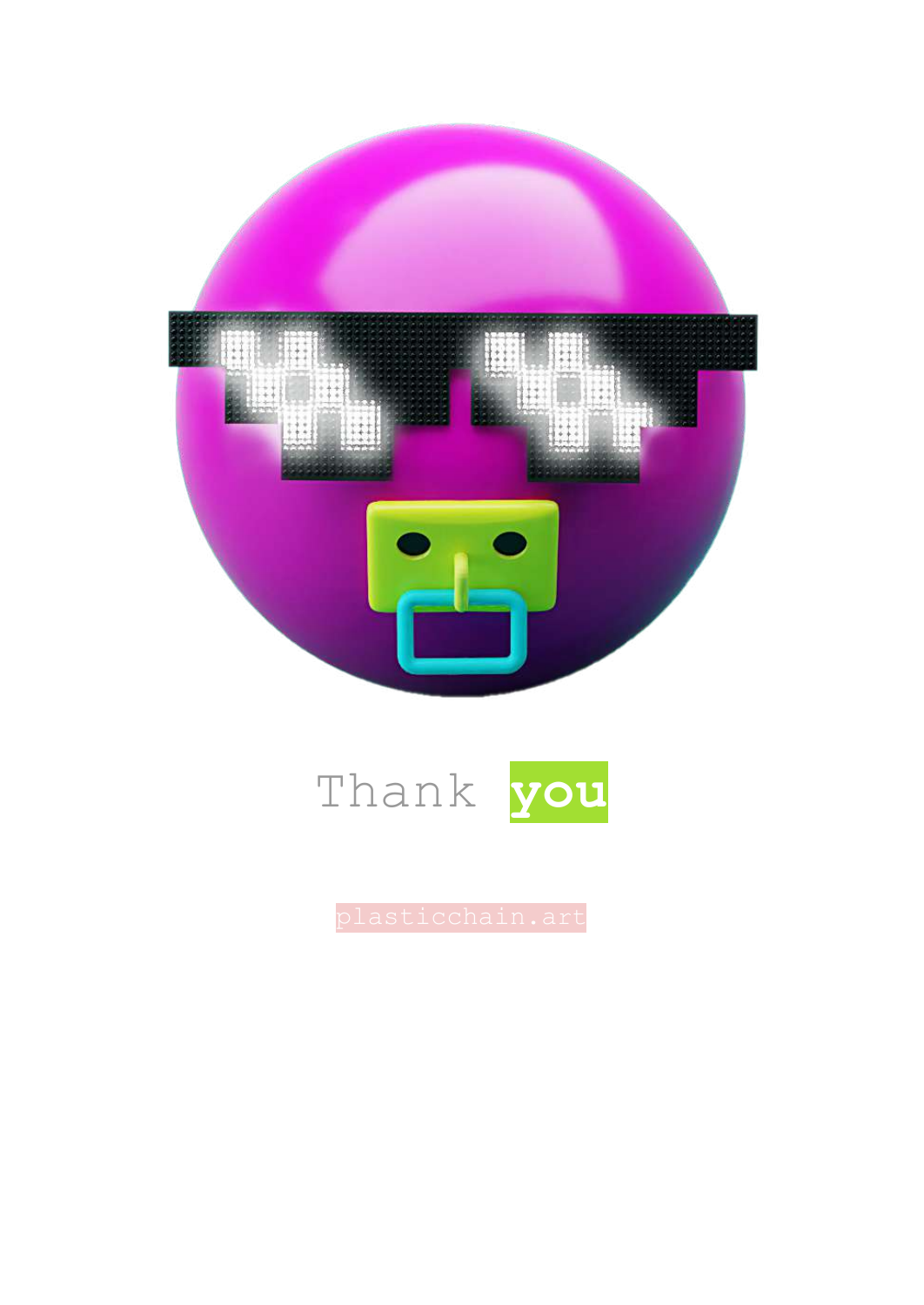Thank **you**

plasticchain.art